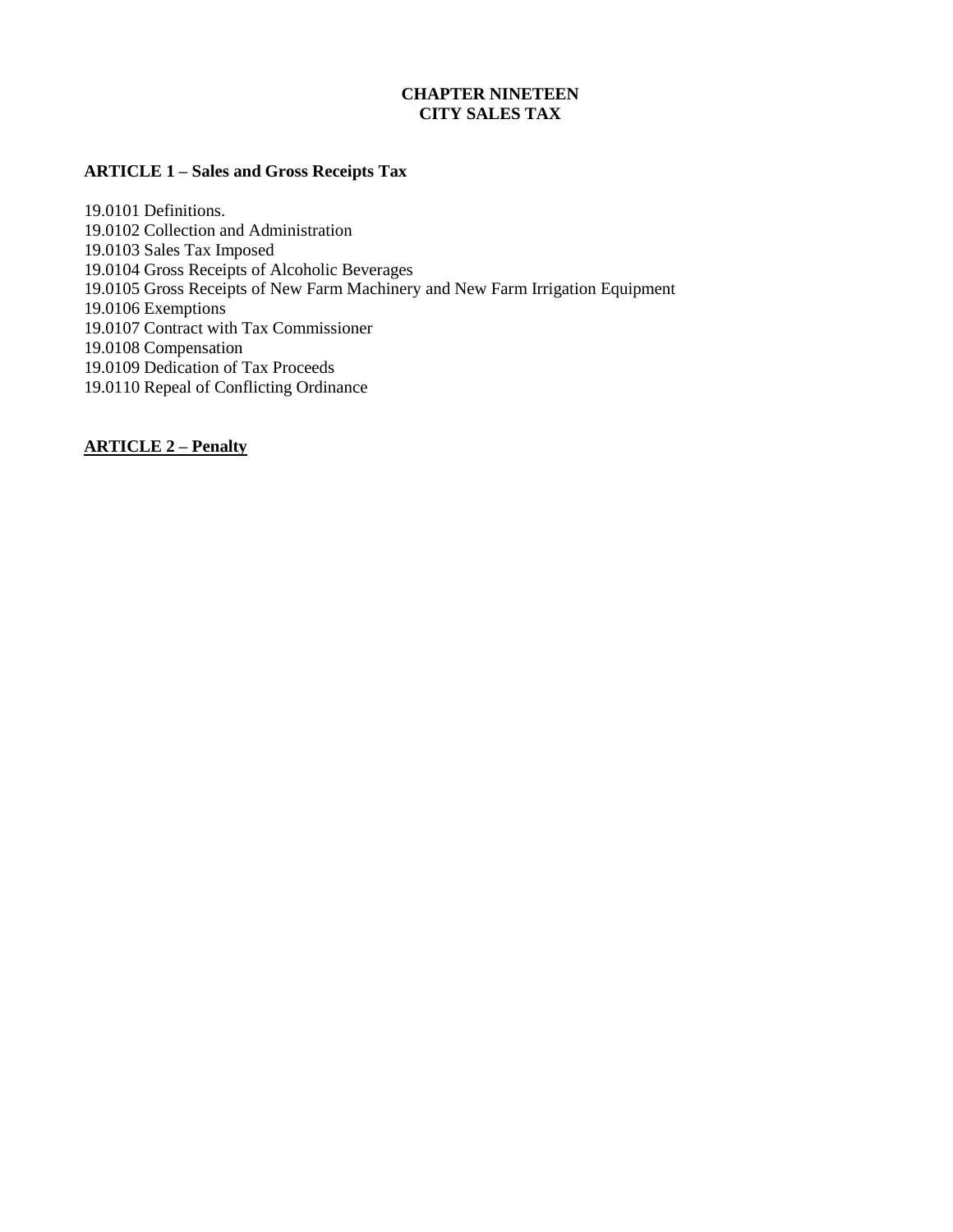# CHAPTER NINETEEN
# CITY SALES TAX

## ARTICLE 1 – Sales and Gross Receipts Tax

19.0101 Definitions.
19.0102 Collection and Administration
19.0103 Sales Tax Imposed
19.0104 Gross Receipts of Alcoholic Beverages
19.0105 Gross Receipts of New Farm Machinery and New Farm Irrigation Equipment
19.0106 Exemptions
19.0107 Contract with Tax Commissioner
19.0108 Compensation
19.0109 Dedication of Tax Proceeds
19.0110 Repeal of Conflicting Ordinance

## ARTICLE 2 – Penalty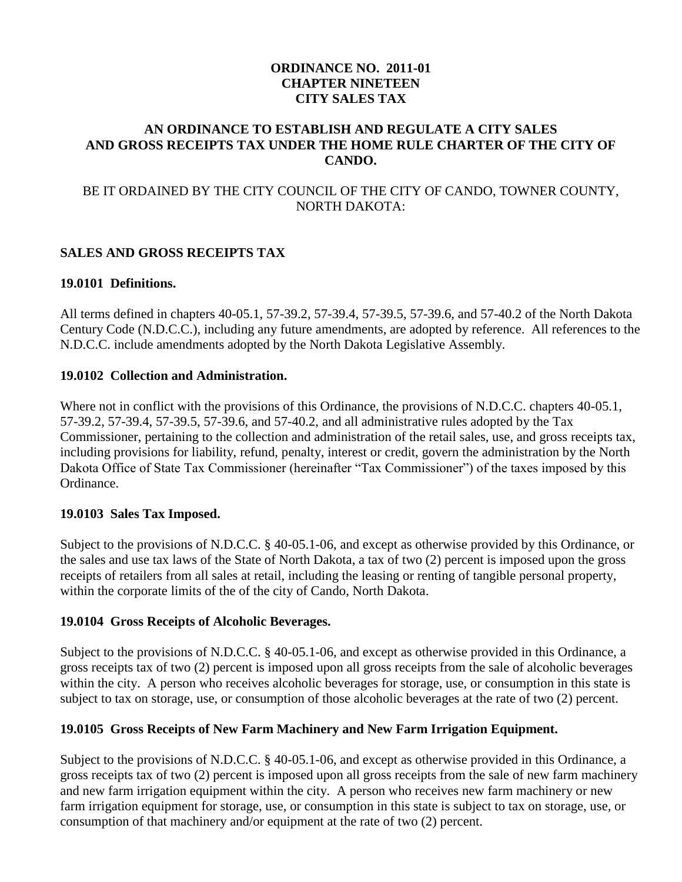**ORDINANCE NO. 2011-01**
**CHAPTER NINETEEN**
**CITY SALES TAX**

**AN ORDINANCE TO ESTABLISH AND REGULATE A CITY SALES AND GROSS RECEIPTS TAX UNDER THE HOME RULE CHARTER OF THE CITY OF CANDO.**

BE IT ORDAINED BY THE CITY COUNCIL OF THE CITY OF CANDO, TOWNER COUNTY, NORTH DAKOTA:

## SALES AND GROSS RECEIPTS TAX

### 19.0101 Definitions.

All terms defined in chapters 40-05.1, 57-39.2, 57-39.4, 57-39.5, 57-39.6, and 57-40.2 of the North Dakota Century Code (N.D.C.C.), including any future amendments, are adopted by reference. All references to the N.D.C.C. include amendments adopted by the North Dakota Legislative Assembly.

### 19.0102 Collection and Administration.

Where not in conflict with the provisions of this Ordinance, the provisions of N.D.C.C. chapters 40-05.1, 57-39.2, 57-39.4, 57-39.5, 57-39.6, and 57-40.2, and all administrative rules adopted by the Tax Commissioner, pertaining to the collection and administration of the retail sales, use, and gross receipts tax, including provisions for liability, refund, penalty, interest or credit, govern the administration by the North Dakota Office of State Tax Commissioner (hereinafter "Tax Commissioner") of the taxes imposed by this Ordinance.

### 19.0103 Sales Tax Imposed.

Subject to the provisions of N.D.C.C. § 40-05.1-06, and except as otherwise provided by this Ordinance, or the sales and use tax laws of the State of North Dakota, a tax of two (2) percent is imposed upon the gross receipts of retailers from all sales at retail, including the leasing or renting of tangible personal property, within the corporate limits of the of the city of Cando, North Dakota.

### 19.0104 Gross Receipts of Alcoholic Beverages.

Subject to the provisions of N.D.C.C. § 40-05.1-06, and except as otherwise provided in this Ordinance, a gross receipts tax of two (2) percent is imposed upon all gross receipts from the sale of alcoholic beverages within the city. A person who receives alcoholic beverages for storage, use, or consumption in this state is subject to tax on storage, use, or consumption of those alcoholic beverages at the rate of two (2) percent.

### 19.0105 Gross Receipts of New Farm Machinery and New Farm Irrigation Equipment.

Subject to the provisions of N.D.C.C. § 40-05.1-06, and except as otherwise provided in this Ordinance, a gross receipts tax of two (2) percent is imposed upon all gross receipts from the sale of new farm machinery and new farm irrigation equipment within the city. A person who receives new farm machinery or new farm irrigation equipment for storage, use, or consumption in this state is subject to tax on storage, use, or consumption of that machinery and/or equipment at the rate of two (2) percent.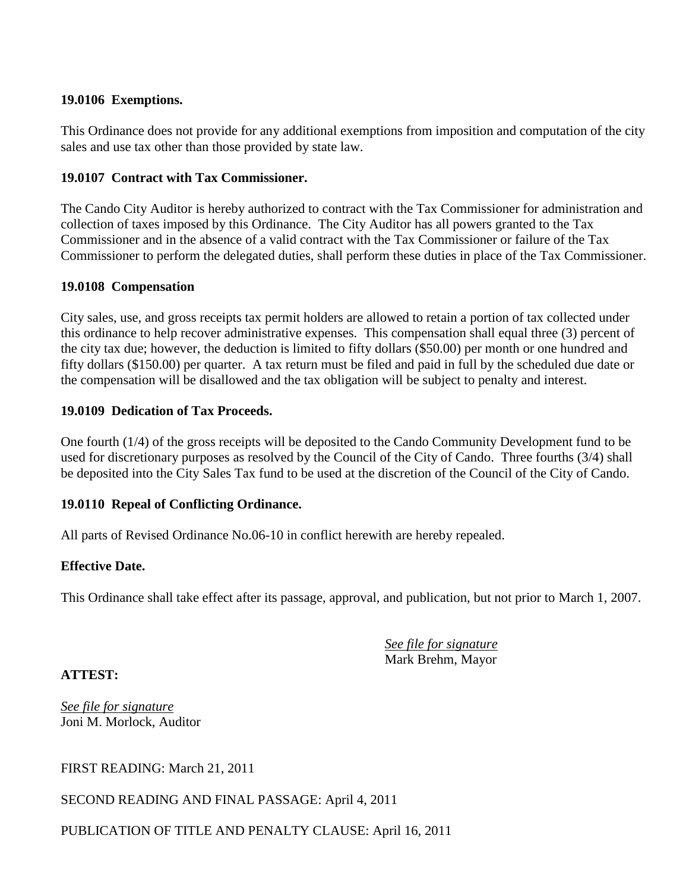**19.0106 Exemptions.**

This Ordinance does not provide for any additional exemptions from imposition and computation of the city sales and use tax other than those provided by state law.

**19.0107 Contract with Tax Commissioner.**

The Cando City Auditor is hereby authorized to contract with the Tax Commissioner for administration and collection of taxes imposed by this Ordinance. The City Auditor has all powers granted to the Tax Commissioner and in the absence of a valid contract with the Tax Commissioner or failure of the Tax Commissioner to perform the delegated duties, shall perform these duties in place of the Tax Commissioner.

**19.0108 Compensation**

City sales, use, and gross receipts tax permit holders are allowed to retain a portion of tax collected under this ordinance to help recover administrative expenses. This compensation shall equal three (3) percent of the city tax due; however, the deduction is limited to fifty dollars ($50.00) per month or one hundred and fifty dollars ($150.00) per quarter. A tax return must be filed and paid in full by the scheduled due date or the compensation will be disallowed and the tax obligation will be subject to penalty and interest.

**19.0109 Dedication of Tax Proceeds.**

One fourth (1/4) of the gross receipts will be deposited to the Cando Community Development fund to be used for discretionary purposes as resolved by the Council of the City of Cando. Three fourths (3/4) shall be deposited into the City Sales Tax fund to be used at the discretion of the Council of the City of Cando.

**19.0110 Repeal of Conflicting Ordinance.**

All parts of Revised Ordinance No.06-10 in conflict herewith are hereby repealed.

**Effective Date.**

This Ordinance shall take effect after its passage, approval, and publication, but not prior to March 1, 2007.

<u>*See file for signature*</u>
Mark Brehm, Mayor

**ATTEST:**

<u>*See file for signature*</u>
Joni M. Morlock, Auditor

FIRST READING: March 21, 2011

SECOND READING AND FINAL PASSAGE: April 4, 2011

PUBLICATION OF TITLE AND PENALTY CLAUSE: April 16, 2011